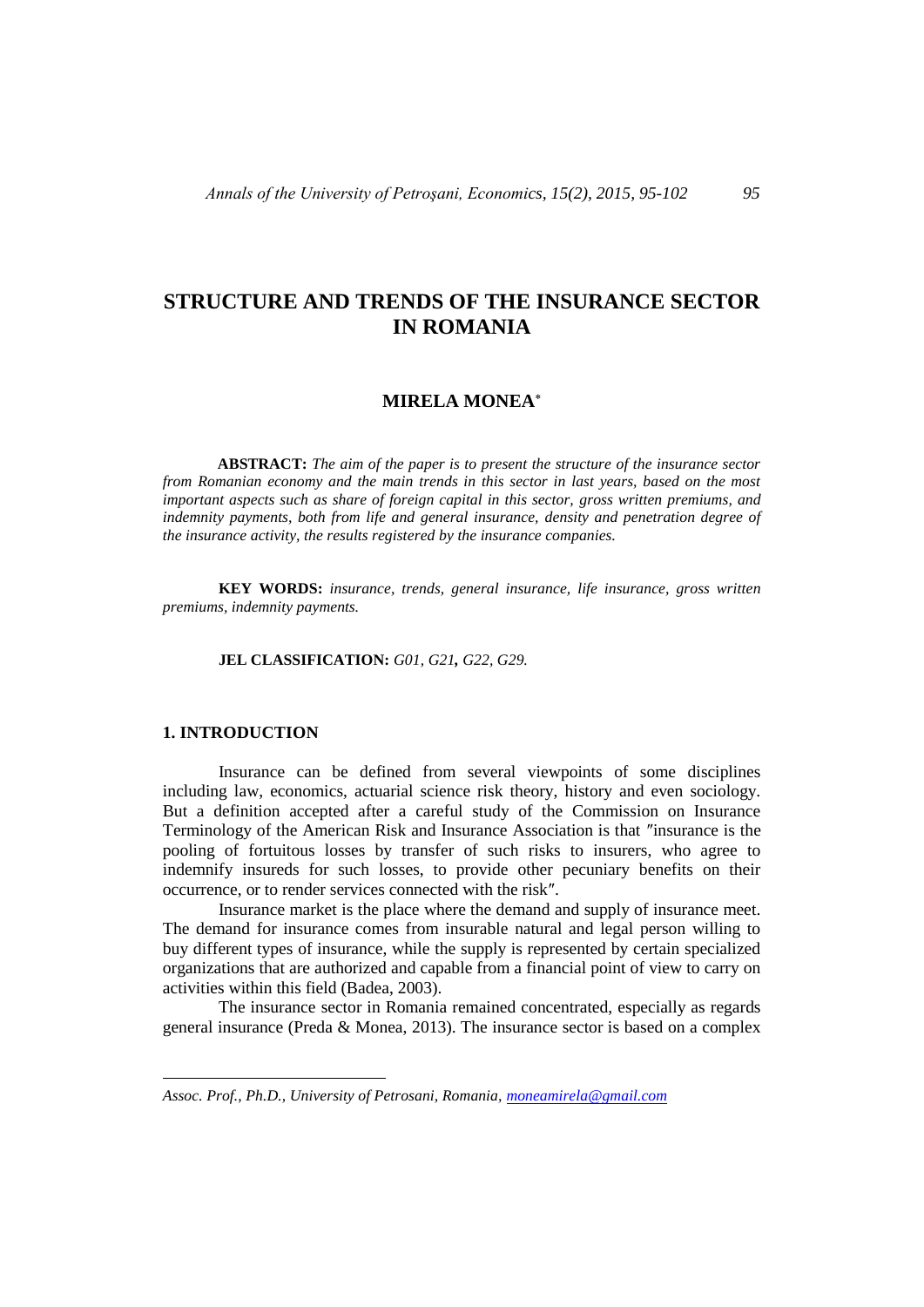# STRUCTURE AND TRENDS OF THE INSURANCE SECTOR IN ROMANIA

**MIRELA MONEA** [*]

**ABSTRACT:** *The aim of the paper is to present the structure of the insurance sector from Romanian economy and the main trends in this sector in last years, based on the most important aspects such as share of foreign capital in this sector, gross written premiums, and indemnity payments, both from life and general insurance, density and penetration degree of the insurance activity, the results registered by the insurance companies.*

**KEY WORDS:** *insurance, trends, general insurance, life insurance, gross written premiums, indemnity payments.*

**JEL CLASSIFICATION:** *G01, G21, G22, G29.*

## 1. INTRODUCTION

Insurance can be defined from several viewpoints of some disciplines including law, economics, actuarial science risk theory, history and even sociology. But a definition accepted after a careful study of the Commission on Insurance Terminology of the American Risk and Insurance Association is that ″insurance is the pooling of fortuitous losses by transfer of such risks to insurers, who agree to indemnify insureds for such losses, to provide other pecuniary benefits on their occurrence, or to render services connected with the risk″.

Insurance market is the place where the demand and supply of insurance meet. The demand for insurance comes from insurable natural and legal person willing to buy different types of insurance, while the supply is represented by certain specialized organizations that are authorized and capable from a financial point of view to carry on activities within this field (Badea, 2003).

The insurance sector in Romania remained concentrated, especially as regards general insurance (Preda & Monea, 2013). The insurance sector is based on a complex

---

[*] *Assoc. Prof., Ph.D., University of Petrosani, Romania, moneamirela@gmail.com*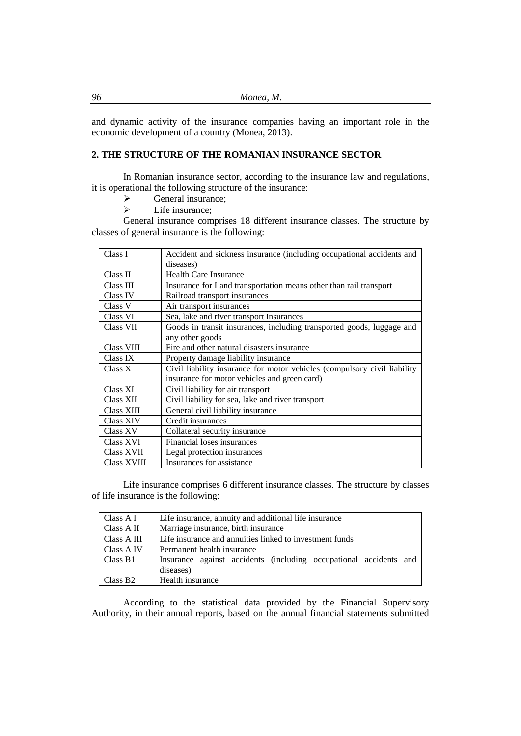and dynamic activity of the insurance companies having an important role in the economic development of a country (Monea, 2013).

## 2. THE STRUCTURE OF THE ROMANIAN INSURANCE SECTOR

In Romanian insurance sector, according to the insurance law and regulations, it is operational the following structure of the insurance:

- General insurance;
- Life insurance;

General insurance comprises 18 different insurance classes. The structure by classes of general insurance is the following:

| | |
|---|---|
| Class I | Accident and sickness insurance (including occupational accidents and diseases) |
| Class II | Health Care Insurance |
| Class III | Insurance for Land transportation means other than rail transport |
| Class IV | Railroad transport insurances |
| Class V | Air transport insurances |
| Class VI | Sea, lake and river transport insurances |
| Class VII | Goods in transit insurances, including transported goods, luggage and any other goods |
| Class VIII | Fire and other natural disasters insurance |
| Class IX | Property damage liability insurance |
| Class X | Civil liability insurance for motor vehicles (compulsory civil liability insurance for motor vehicles and green card) |
| Class XI | Civil liability for air transport |
| Class XII | Civil liability for sea, lake and river transport |
| Class XIII | General civil liability insurance |
| Class XIV | Credit insurances |
| Class XV | Collateral security insurance |
| Class XVI | Financial loses insurances |
| Class XVII | Legal protection insurances |
| Class XVIII | Insurances for assistance |

Life insurance comprises 6 different insurance classes. The structure by classes of life insurance is the following:

| | |
|---|---|
| Class A I | Life insurance, annuity and additional life insurance |
| Class A II | Marriage insurance, birth insurance |
| Class A III | Life insurance and annuities linked to investment funds |
| Class A IV | Permanent health insurance |
| Class B1 | Insurance against accidents (including occupational accidents and diseases) |
| Class B2 | Health insurance |

According to the statistical data provided by the Financial Supervisory Authority, in their annual reports, based on the annual financial statements submitted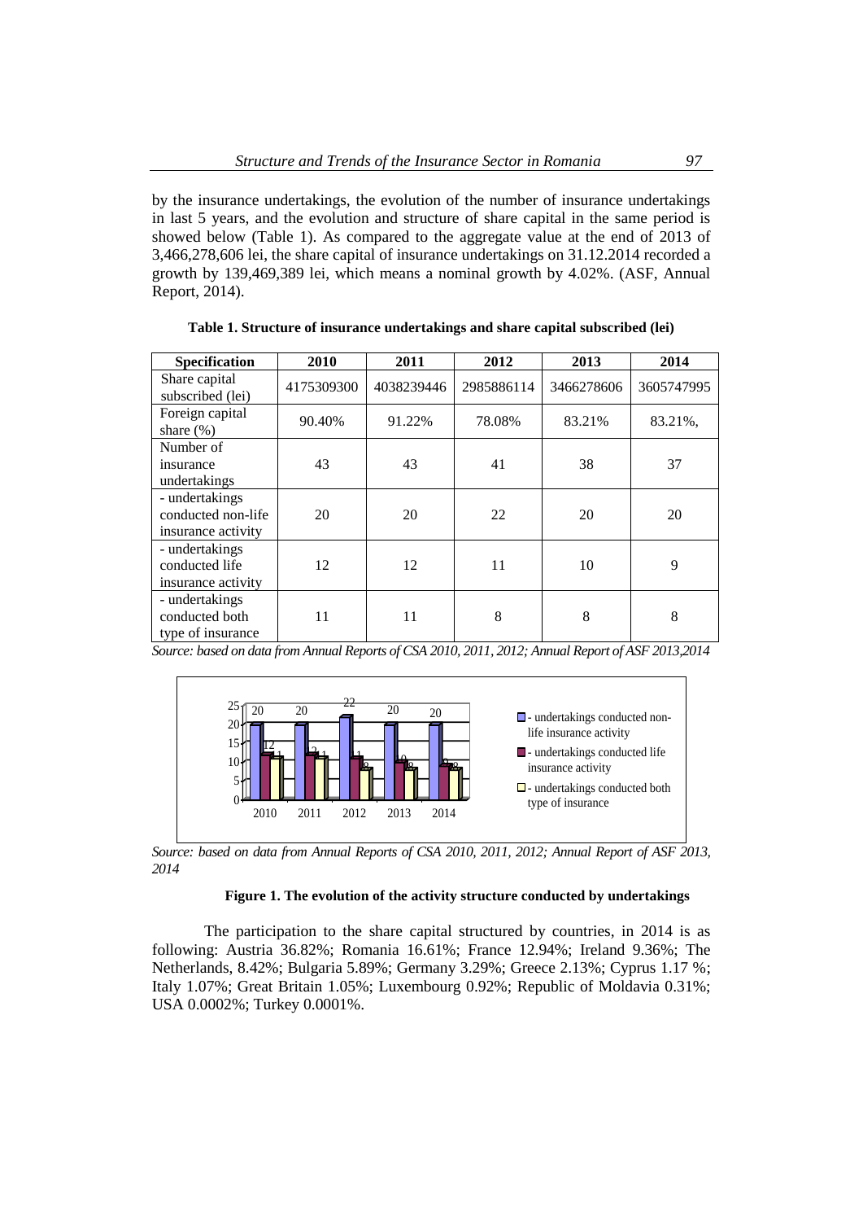by the insurance undertakings, the evolution of the number of insurance undertakings in last 5 years, and the evolution and structure of share capital in the same period is showed below (Table 1). As compared to the aggregate value at the end of 2013 of 3,466,278,606 lei, the share capital of insurance undertakings on 31.12.2014 recorded a growth by 139,469,389 lei, which means a nominal growth by 4.02%. (ASF, Annual Report, 2014).

**Table 1. Structure of insurance undertakings and share capital subscribed (lei)**

| Specification | 2010 | 2011 | 2012 | 2013 | 2014 |
|---|---|---|---|---|---|
| Share capital subscribed (lei) | 4175309300 | 4038239446 | 2985886114 | 3466278606 | 3605747995 |
| Foreign capital share (%) | 90.40% | 91.22% | 78.08% | 83.21% | 83.21%, |
| Number of insurance undertakings | 43 | 43 | 41 | 38 | 37 |
| - undertakings conducted non-life insurance activity | 20 | 20 | 22 | 20 | 20 |
| - undertakings conducted life insurance activity | 12 | 12 | 11 | 10 | 9 |
| - undertakings conducted both type of insurance | 11 | 11 | 8 | 8 | 8 |

*Source: based on data from Annual Reports of CSA 2010, 2011, 2012; Annual Report of ASF 2013,2014*

*Source: based on data from Annual Reports of CSA 2010, 2011, 2012; Annual Report of ASF 2013, 2014*

**Figure 1. The evolution of the activity structure conducted by undertakings**

The participation to the share capital structured by countries, in 2014 is as following: Austria 36.82%; Romania 16.61%; France 12.94%; Ireland 9.36%; The Netherlands, 8.42%; Bulgaria 5.89%; Germany 3.29%; Greece 2.13%; Cyprus 1.17 %; Italy 1.07%; Great Britain 1.05%; Luxembourg 0.92%; Republic of Moldavia 0.31%; USA 0.0002%; Turkey 0.0001%.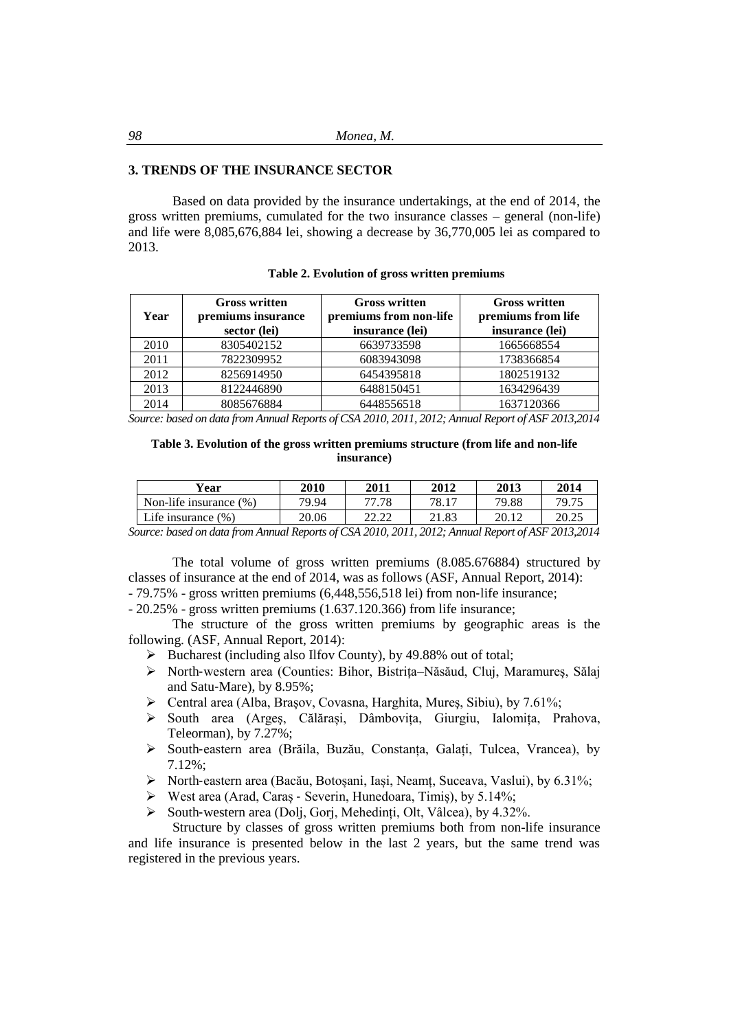## 3. TRENDS OF THE INSURANCE SECTOR

Based on data provided by the insurance undertakings, at the end of 2014, the gross written premiums, cumulated for the two insurance classes – general (non-life) and life were 8,085,676,884 lei, showing a decrease by 36,770,005 lei as compared to 2013.

**Table 2. Evolution of gross written premiums**

| Year | Gross written premiums insurance sector (lei) | Gross written premiums from non-life insurance (lei) | Gross written premiums from life insurance (lei) |
|---|---|---|---|
| 2010 | 8305402152 | 6639733598 | 1665668554 |
| 2011 | 7822309952 | 6083943098 | 1738366854 |
| 2012 | 8256914950 | 6454395818 | 1802519132 |
| 2013 | 8122446890 | 6488150451 | 1634296439 |
| 2014 | 8085676884 | 6448556518 | 1637120366 |

*Source: based on data from Annual Reports of CSA 2010, 2011, 2012; Annual Report of ASF 2013,2014*

**Table 3. Evolution of the gross written premiums structure (from life and non-life insurance)**

| Year | 2010 | 2011 | 2012 | 2013 | 2014 |
|---|---|---|---|---|---|
| Non-life insurance (%) | 79.94 | 77.78 | 78.17 | 79.88 | 79.75 |
| Life insurance (%) | 20.06 | 22.22 | 21.83 | 20.12 | 20.25 |

*Source: based on data from Annual Reports of CSA 2010, 2011, 2012; Annual Report of ASF 2013,2014*

The total volume of gross written premiums (8.085.676884) structured by classes of insurance at the end of 2014, was as follows (ASF, Annual Report, 2014):

- 79.75% - gross written premiums (6,448,556,518 lei) from non-life insurance;
- 20.25% - gross written premiums (1.637.120.366) from life insurance;

The structure of the gross written premiums by geographic areas is the following. (ASF, Annual Report, 2014):

- Bucharest (including also Ilfov County), by 49.88% out of total;
- North-western area (Counties: Bihor, Bistrița–Năsăud, Cluj, Maramureș, Sălaj and Satu-Mare), by 8.95%;
- Central area (Alba, Brașov, Covasna, Harghita, Mureș, Sibiu), by 7.61%;
- South area (Argeș, Călărași, Dâmbovița, Giurgiu, Ialomița, Prahova, Teleorman), by 7.27%;
- South-eastern area (Brăila, Buzău, Constanța, Galați, Tulcea, Vrancea), by 7.12%;
- North-eastern area (Bacău, Botoșani, Iași, Neamț, Suceava, Vaslui), by 6.31%;
- West area (Arad, Caraș - Severin, Hunedoara, Timiș), by 5.14%;
- South-western area (Dolj, Gorj, Mehedinți, Olt, Vâlcea), by 4.32%.

Structure by classes of gross written premiums both from non-life insurance and life insurance is presented below in the last 2 years, but the same trend was registered in the previous years.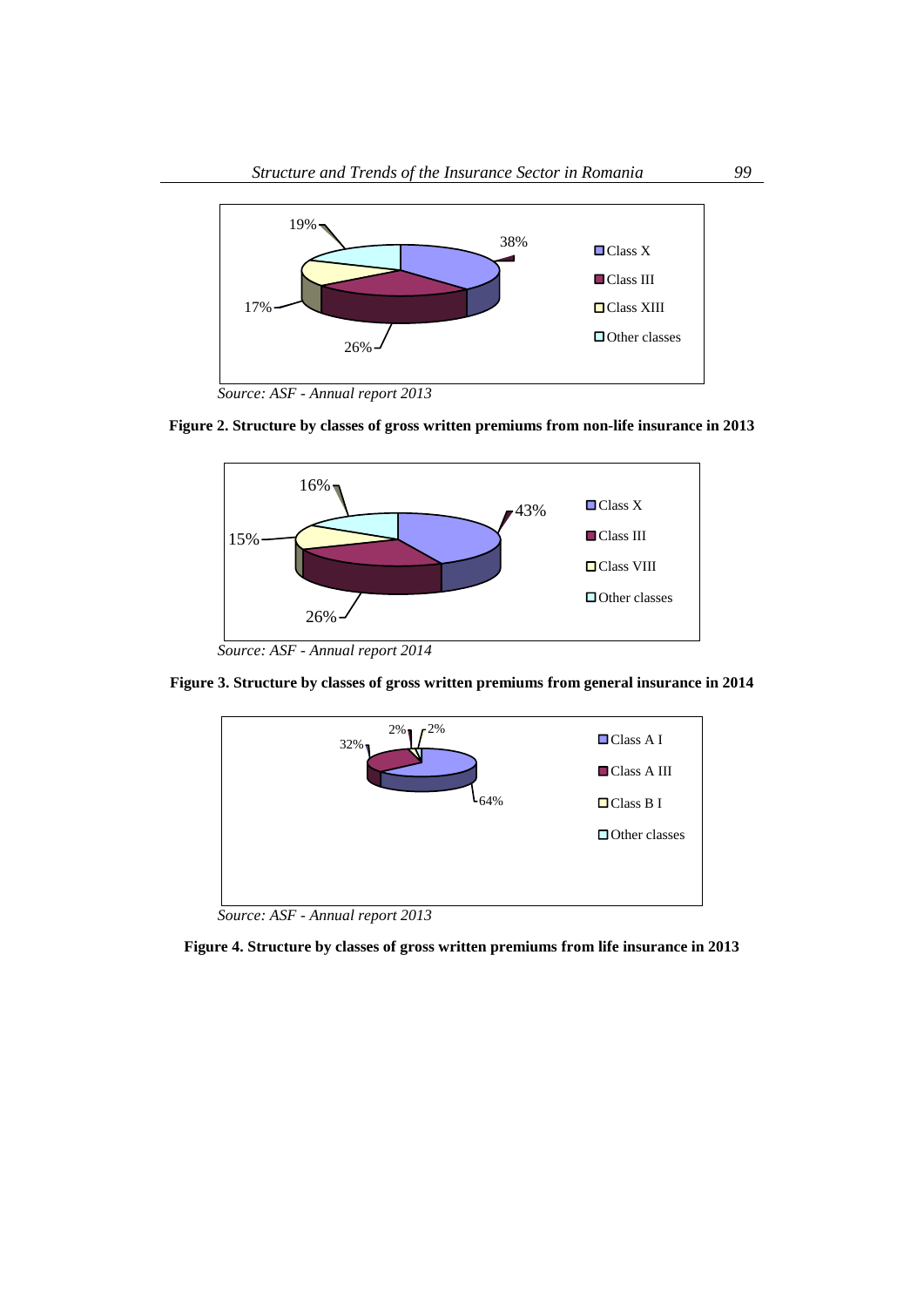Source: ASF - Annual report 2013

**Figure 2. Structure by classes of gross written premiums from non-life insurance in 2013**

Source: ASF - Annual report 2014

**Figure 3. Structure by classes of gross written premiums from general insurance in 2014**

Source: ASF - Annual report 2013

**Figure 4. Structure by classes of gross written premiums from life insurance in 2013**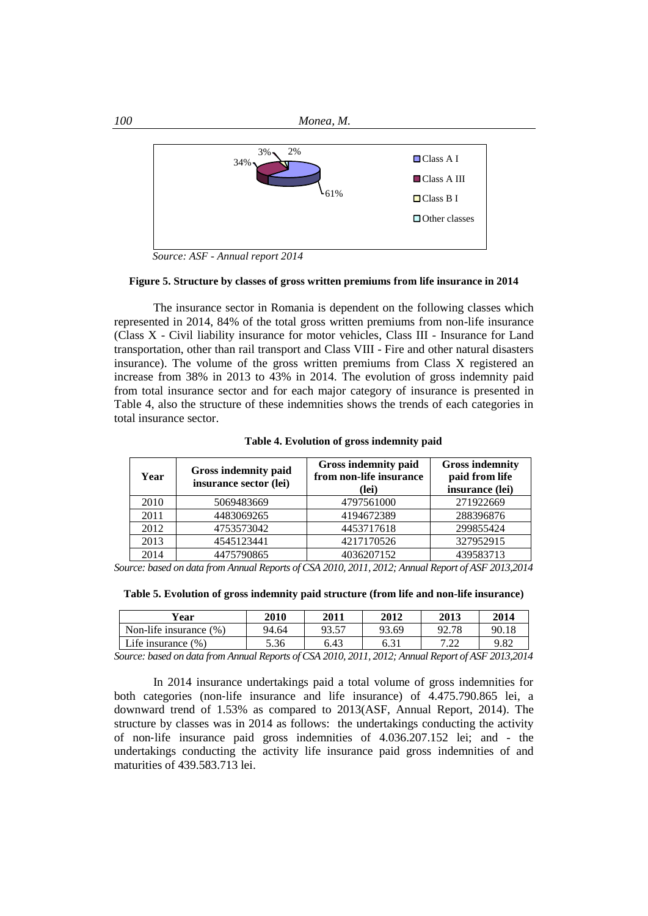Source: ASF - Annual report 2014

**Figure 5. Structure by classes of gross written premiums from life insurance in 2014**

The insurance sector in Romania is dependent on the following classes which represented in 2014, 84% of the total gross written premiums from non-life insurance (Class X - Civil liability insurance for motor vehicles, Class III - Insurance for Land transportation, other than rail transport and Class VIII - Fire and other natural disasters insurance). The volume of the gross written premiums from Class X registered an increase from 38% in 2013 to 43% in 2014. The evolution of gross indemnity paid from total insurance sector and for each major category of insurance is presented in Table 4, also the structure of these indemnities shows the trends of each categories in total insurance sector.

**Table 4. Evolution of gross indemnity paid**

| Year | Gross indemnity paid insurance sector (lei) | Gross indemnity paid from non-life insurance (lei) | Gross indemnity paid from life insurance (lei) |
|---|---|---|---|
| 2010 | 5069483669 | 4797561000 | 271922669 |
| 2011 | 4483069265 | 4194672389 | 288396876 |
| 2012 | 4753573042 | 4453717618 | 299855424 |
| 2013 | 4545123441 | 4217170526 | 327952915 |
| 2014 | 4475790865 | 4036207152 | 439583713 |

*Source: based on data from Annual Reports of CSA 2010, 2011, 2012; Annual Report of ASF 2013,2014*

**Table 5. Evolution of gross indemnity paid structure (from life and non-life insurance)**

| Year | 2010 | 2011 | 2012 | 2013 | 2014 |
|---|---|---|---|---|---|
| Non-life insurance (%) | 94.64 | 93.57 | 93.69 | 92.78 | 90.18 |
| Life insurance (%) | 5.36 | 6.43 | 6.31 | 7.22 | 9.82 |

*Source: based on data from Annual Reports of CSA 2010, 2011, 2012; Annual Report of ASF 2013,2014*

In 2014 insurance undertakings paid a total volume of gross indemnities for both categories (non-life insurance and life insurance) of 4.475.790.865 lei, a downward trend of 1.53% as compared to 2013(ASF, Annual Report, 2014). The structure by classes was in 2014 as follows: the undertakings conducting the activity of non-life insurance paid gross indemnities of 4.036.207.152 lei; and - the undertakings conducting the activity life insurance paid gross indemnities of and maturities of 439.583.713 lei.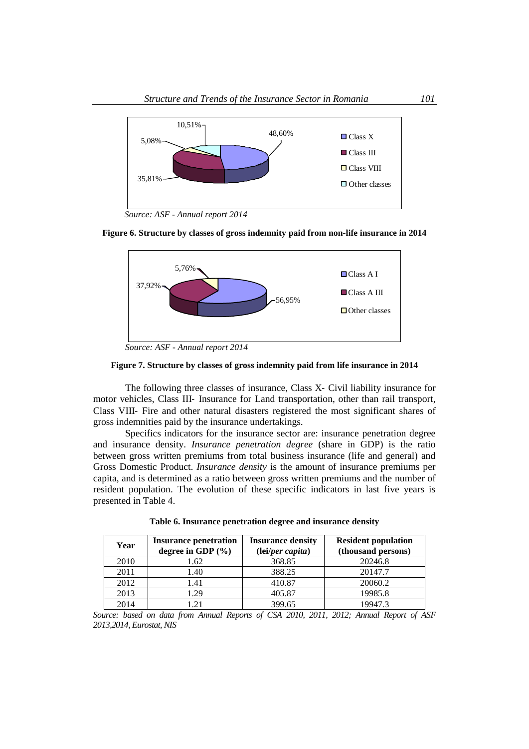Source: ASF - Annual report 2014

**Figure 6. Structure by classes of gross indemnity paid from non-life insurance in 2014**

Source: ASF - Annual report 2014

**Figure 7. Structure by classes of gross indemnity paid from life insurance in 2014**

The following three classes of insurance, Class X- Civil liability insurance for motor vehicles, Class III- Insurance for Land transportation, other than rail transport, Class VIII- Fire and other natural disasters registered the most significant shares of gross indemnities paid by the insurance undertakings.

Specifics indicators for the insurance sector are: insurance penetration degree and insurance density. *Insurance penetration degree* (share in GDP) is the ratio between gross written premiums from total business insurance (life and general) and Gross Domestic Product. *Insurance density* is the amount of insurance premiums per capita, and is determined as a ratio between gross written premiums and the number of resident population. The evolution of these specific indicators in last five years is presented in Table 4.

**Table 6. Insurance penetration degree and insurance density**

| Year | Insurance penetration degree in GDP (%) | Insurance density (lei/*per capita*) | Resident population (thousand persons) |
|---|---|---|---|
| 2010 | 1.62 | 368.85 | 20246.8 |
| 2011 | 1.40 | 388.25 | 20147.7 |
| 2012 | 1.41 | 410.87 | 20060.2 |
| 2013 | 1.29 | 405.87 | 19985.8 |
| 2014 | 1.21 | 399.65 | 19947.3 |

*Source: based on data from Annual Reports of CSA 2010, 2011, 2012; Annual Report of ASF 2013,2014, Eurostat, NIS*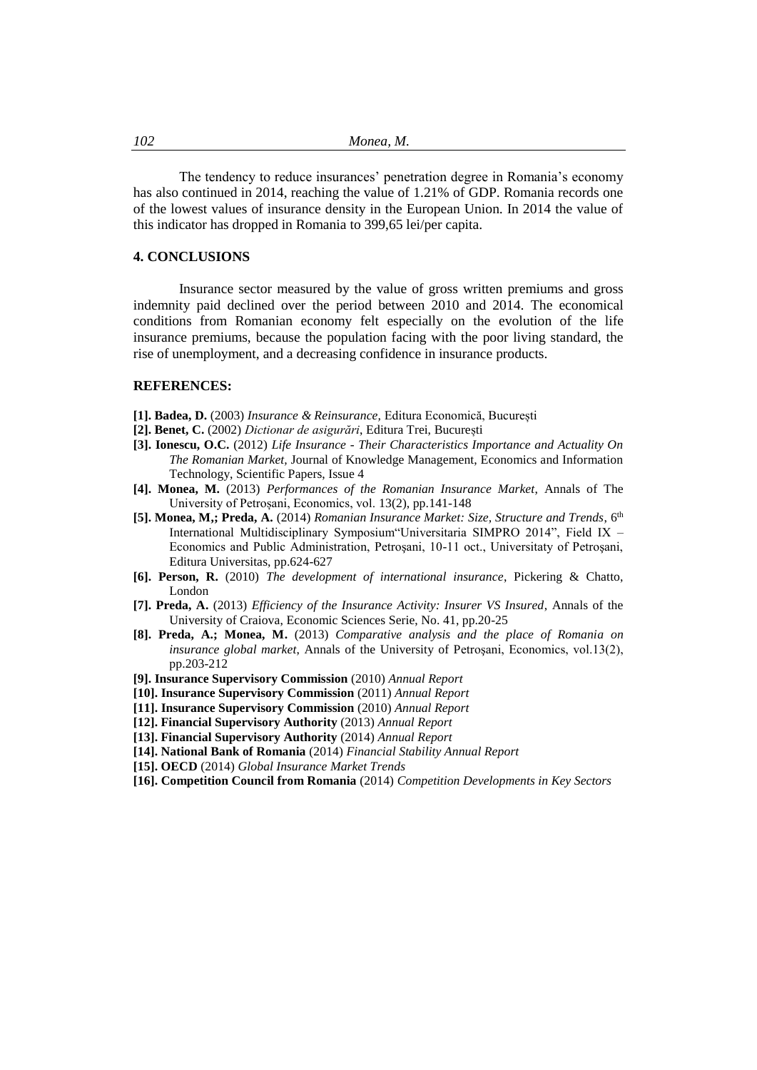The tendency to reduce insurances' penetration degree in Romania's economy has also continued in 2014, reaching the value of 1.21% of GDP. Romania records one of the lowest values of insurance density in the European Union. In 2014 the value of this indicator has dropped in Romania to 399,65 lei/per capita.

## 4. CONCLUSIONS

Insurance sector measured by the value of gross written premiums and gross indemnity paid declined over the period between 2010 and 2014. The economical conditions from Romanian economy felt especially on the evolution of the life insurance premiums, because the population facing with the poor living standard, the rise of unemployment, and a decreasing confidence in insurance products.

## REFERENCES:

**[1]. Badea, D.** (2003) *Insurance & Reinsurance*, Editura Economică, București

**[2]. Benet, C.** (2002) *Dictionar de asigurări*, Editura Trei, București

**[3]. Ionescu, O.C.** (2012) *Life Insurance - Their Characteristics Importance and Actuality On The Romanian Market*, Journal of Knowledge Management, Economics and Information Technology, Scientific Papers, Issue 4

**[4]. Monea, M.** (2013) *Performances of the Romanian Insurance Market*, Annals of The University of Petroșani, Economics, vol. 13(2), pp.141-148

**[5]. Monea, M,; Preda, A.** (2014) *Romanian Insurance Market: Size, Structure and Trends*, 6th International Multidisciplinary Symposium"Universitaria SIMPRO 2014", Field IX – Economics and Public Administration, Petroşani, 10-11 oct., Universitaty of Petroşani, Editura Universitas, pp.624-627

**[6]. Person, R.** (2010) *The development of international insurance*, Pickering & Chatto, London

**[7]. Preda, A.** (2013) *Efficiency of the Insurance Activity: Insurer VS Insured*, Annals of the University of Craiova, Economic Sciences Serie, No. 41, pp.20-25

**[8]. Preda, A.; Monea, M.** (2013) *Comparative analysis and the place of Romania on insurance global market*, Annals of the University of Petroşani, Economics, vol.13(2), pp.203-212

**[9]. Insurance Supervisory Commission** (2010) *Annual Report*

**[10]. Insurance Supervisory Commission** (2011) *Annual Report*

**[11]. Insurance Supervisory Commission** (2010) *Annual Report*

**[12]. Financial Supervisory Authority** (2013) *Annual Report*

**[13]. Financial Supervisory Authority** (2014) *Annual Report*

**[14]. National Bank of Romania** (2014) *Financial Stability Annual Report*

**[15]. OECD** (2014) *Global Insurance Market Trends*

**[16]. Competition Council from Romania** (2014) *Competition Developments in Key Sectors*